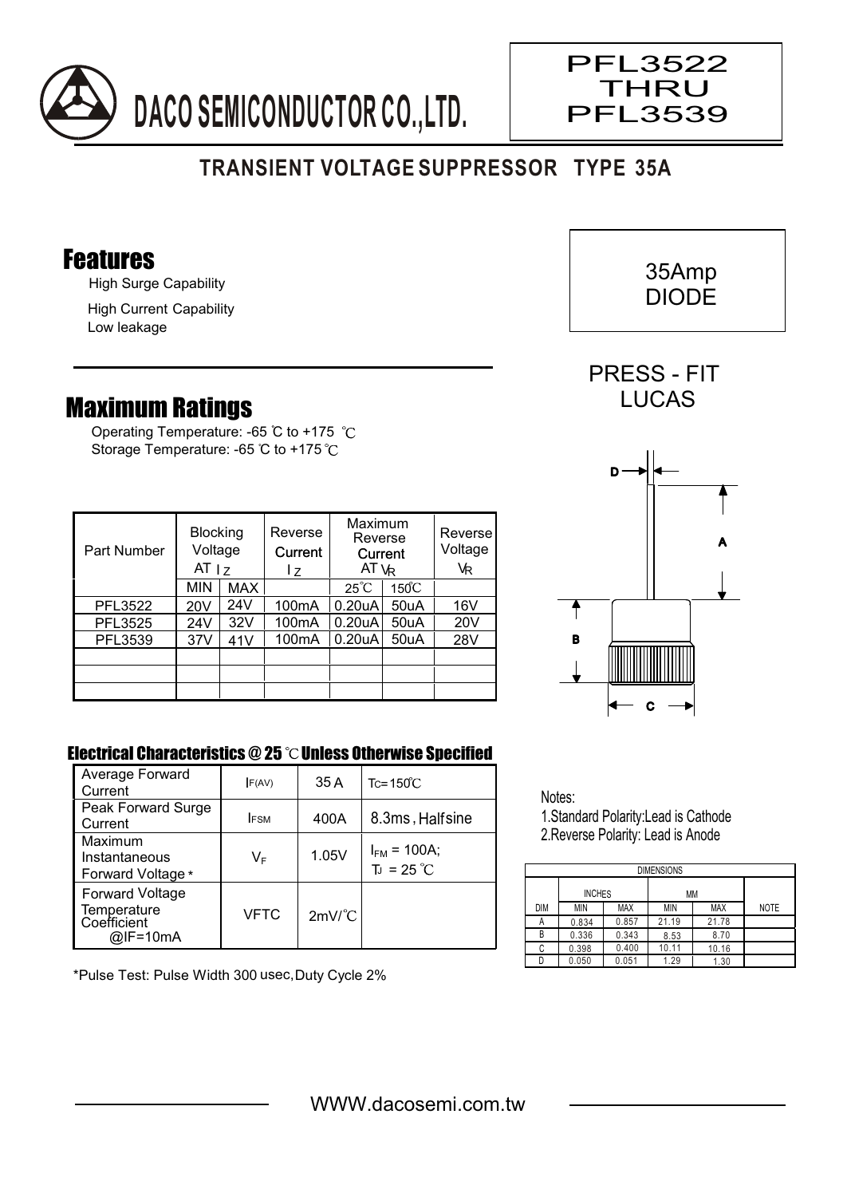# DACO SEMICONDUCTOR CO.,LTD.

**PFL3522 THRU PFL3539**

## TRANSIENT VOLTAGE SUPPRESSOR TYPE 35A

35Amp DIODE

PRESS - FIT LUCAS

## Features

High Surge Capability

High Current Capability

Low leakage

## Maximum Ratings

Operating Temperature: -65 ℃ to +175 ℃

Storage Temperature: -65 ℃ to +175 ℃

| Part Number | Blocking Voltage AT $I_Z$ | | Reverse Current $I_Z$ | Maximum Reverse Current AT $V_R$ | | Reverse Voltage $V_R$ |
|---|---|---|---|---|---|---|
| | MIN | MAX | | 25℃ | 150℃ | |
| PFL3522 | 20V | 24V | 100mA | 0.20uA | 50uA | 16V |
| PFL3525 | 24V | 32V | 100mA | 0.20uA | 50uA | 20V |
| PFL3539 | 37V | 41V | 100mA | 0.20uA | 50uA | 28V |
| | | | | | | |
| | | | | | | |
| | | | | | | |

### Electrical Characteristics @ 25 ℃ Unless Otherwise Specified

| | | | |
|---|---|---|---|
| Average Forward Current | $I_{F(AV)}$ | 35 A | $T_C$=150℃ |
| Peak Forward Surge Current | $I_{FSM}$ | 400A | 8.3ms , Halfsine |
| Maximum Instantaneous Forward Voltage * | $V_F$ | 1.05V | $I_{FM}$ = 100A; $T_J$ = 25 ℃ |
| Forward Voltage Temperature Coefficient @IF=10mA | VFTC | 2mV/℃ | |

*Pulse Test: Pulse Width 300 usec,Duty Cycle 2%

Notes:

1.Standard Polarity:Lead is Cathode

2.Reverse Polarity: Lead is Anode

| DIMENSIONS | | | | | |
|---|---|---|---|---|---|
| | INCHES | | MM | | |
| DIM | MIN | MAX | MIN | MAX | NOTE |
| A | 0.834 | 0.857 | 21.19 | 21.78 | |
| B | 0.336 | 0.343 | 8.53 | 8.70 | |
| C | 0.398 | 0.400 | 10.11 | 10.16 | |
| D | 0.050 | 0.051 | 1.29 | 1.30 | |

WWW.dacosemi.com.tw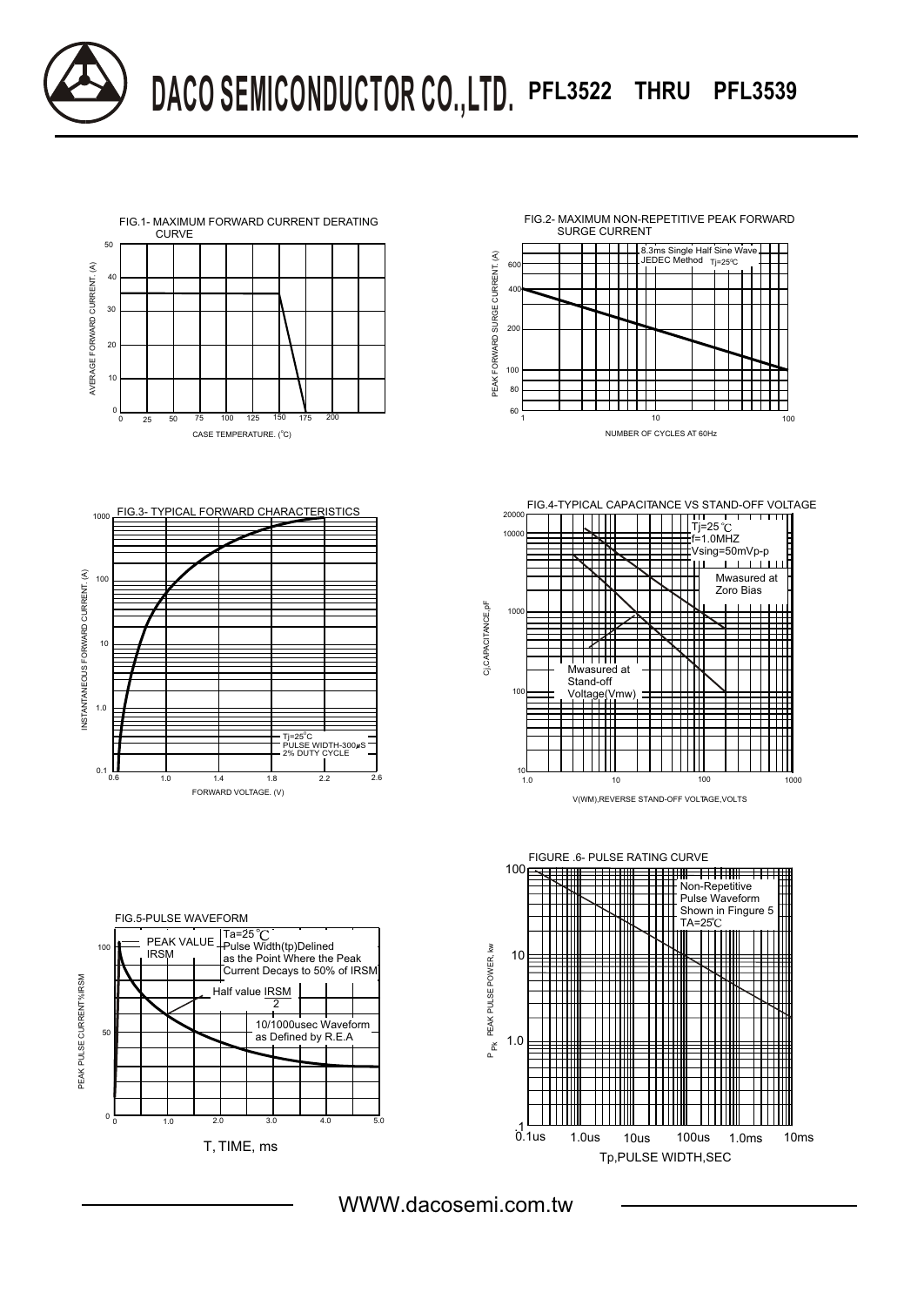# DACO SEMICONDUCTOR CO.,LTD. PFL3522 THRU PFL3539

FIG.1- MAXIMUM FORWARD CURRENT DERATING CURVE

AVERAGE FORWARD CURRENT. (A)

50
40
30
20
10
0

0 25 50 75 100 125 150 175 200

CASE TEMPERATURE. (°C)

FIG.2- MAXIMUM NON-REPETITIVE PEAK FORWARD SURGE CURRENT

8.3ms Single Half Sine Wave
JEDEC Method Tj=25°C

PEAK FORWARD SURGE CURRENT. (A)

600
400
200
100
80
60

1 10 100

NUMBER OF CYCLES AT 60Hz

FIG.3- TYPICAL FORWARD CHARACTERISTICS

INSTANTANEOUS FORWARD CURRENT. (A)

1000
100
10
1.0
0.1

0.6 1.0 1.4 1.8 2.2 2.6

FORWARD VOLTAGE. (V)

Tj=25°C
PULSE WIDTH-300μS
2% DUTY CYCLE

FIG.4-TYPICAL CAPACITANCE VS STAND-OFF VOLTAGE

Cj,CAPACITANCE,pF

20000
10000
1000
100
10

1.0 10 100 1000

V(WM),REVERSE STAND-OFF VOLTAGE,VOLTS

Tj=25℃
f=1.0MHZ
Vsing=50mVp-p

Mwasured at
Zoro Bias

Mwasured at
Stand-off
Voltage(Vmw)

FIG.5-PULSE WAVEFORM

PEAK PULSE CURRENT%IRSM

100
50
0

0 1.0 2.0 3.0 4.0 5.0

T, TIME, ms

PEAK VALUE
IRSM

Ta=25℃
Pulse Width(tp)Delined
as the Point Where the Peak
Current Decays to 50% of IRSM

Half value IRSM/2

10/1000usec Waveform
as Defined by R.E.A

FIGURE .6- PULSE RATING CURVE

$P_{Pk}$ PEAK PULSE POWER, kw

100
10
1.0
.1

0.1us 1.0us 10us 100us 1.0ms 10ms

Tp,PULSE WIDTH,SEC

Non-Repetitive
Pulse Waveform
Shown in Fingure 5
TA=25℃

WWW.dacosemi.com.tw